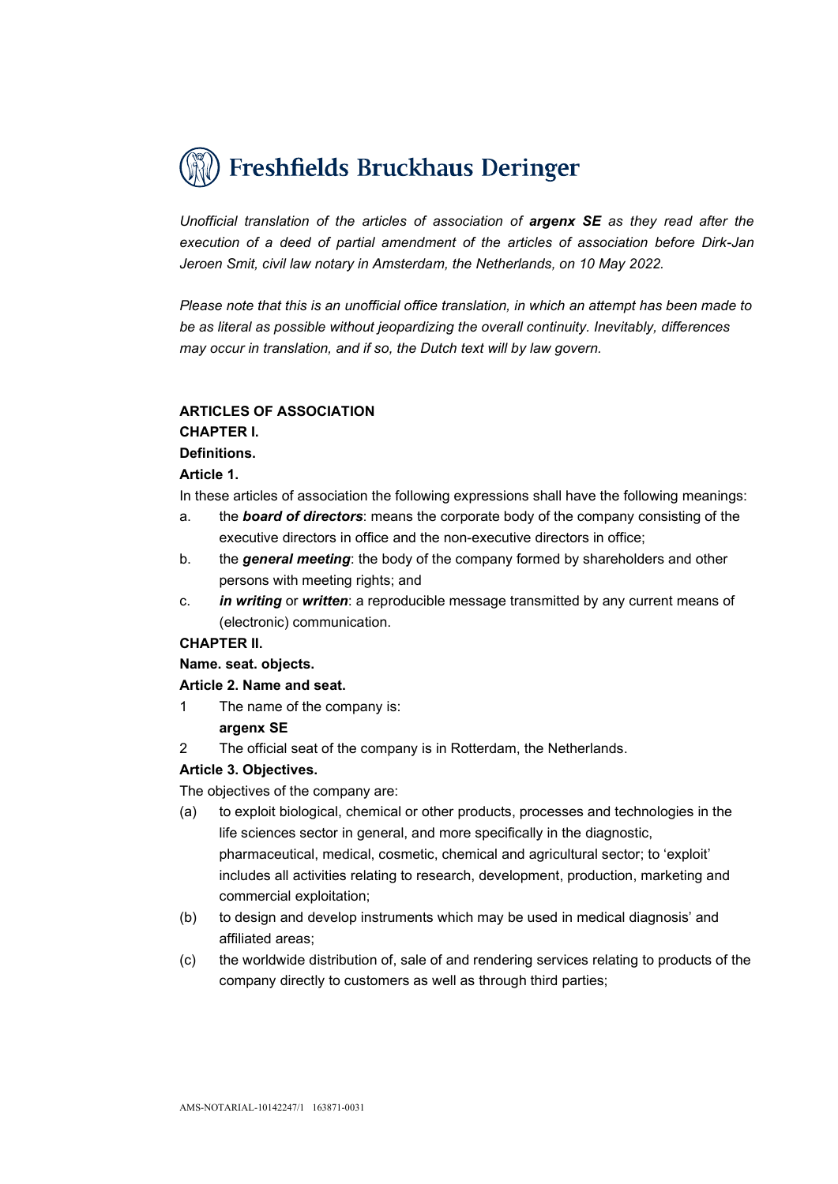Freshfields Bruckhaus Deringer

*Unofficial translation of the articles of association of **argenx SE** as they read after the execution of a deed of partial amendment of the articles of association before Dirk-Jan Jeroen Smit, civil law notary in Amsterdam, the Netherlands, on 10 May 2022.*

*Please note that this is an unofficial office translation, in which an attempt has been made to be as literal as possible without jeopardizing the overall continuity. Inevitably, differences may occur in translation, and if so, the Dutch text will by law govern.*

**ARTICLES OF ASSOCIATION**

**CHAPTER I.**

**Definitions.**

**Article 1.**

In these articles of association the following expressions shall have the following meanings:

a. the ***board of directors***: means the corporate body of the company consisting of the executive directors in office and the non-executive directors in office;

b. the ***general meeting***: the body of the company formed by shareholders and other persons with meeting rights; and

c. ***in writing*** or ***written***: a reproducible message transmitted by any current means of (electronic) communication.

**CHAPTER II.**

**Name. seat. objects.**

**Article 2. Name and seat.**

1 The name of the company is:
**argenx SE**

2 The official seat of the company is in Rotterdam, the Netherlands.

**Article 3. Objectives.**

The objectives of the company are:

(a) to exploit biological, chemical or other products, processes and technologies in the life sciences sector in general, and more specifically in the diagnostic, pharmaceutical, medical, cosmetic, chemical and agricultural sector; to 'exploit' includes all activities relating to research, development, production, marketing and commercial exploitation;

(b) to design and develop instruments which may be used in medical diagnosis' and affiliated areas;

(c) the worldwide distribution of, sale of and rendering services relating to products of the company directly to customers as well as through third parties;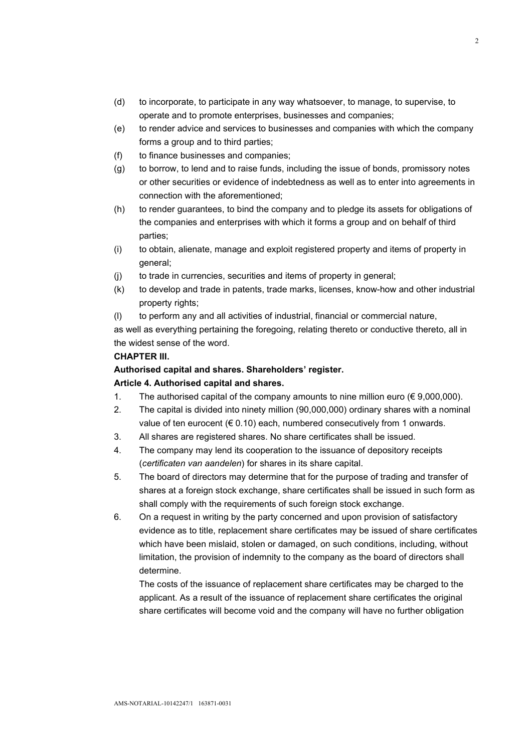(d) to incorporate, to participate in any way whatsoever, to manage, to supervise, to operate and to promote enterprises, businesses and companies;

(e) to render advice and services to businesses and companies with which the company forms a group and to third parties;

(f) to finance businesses and companies;

(g) to borrow, to lend and to raise funds, including the issue of bonds, promissory notes or other securities or evidence of indebtedness as well as to enter into agreements in connection with the aforementioned;

(h) to render guarantees, to bind the company and to pledge its assets for obligations of the companies and enterprises with which it forms a group and on behalf of third parties;

(i) to obtain, alienate, manage and exploit registered property and items of property in general;

(j) to trade in currencies, securities and items of property in general;

(k) to develop and trade in patents, trade marks, licenses, know-how and other industrial property rights;

(l) to perform any and all activities of industrial, financial or commercial nature,

as well as everything pertaining the foregoing, relating thereto or conductive thereto, all in the widest sense of the word.

**CHAPTER III.**

**Authorised capital and shares. Shareholders' register.**

**Article 4. Authorised capital and shares.**

1. The authorised capital of the company amounts to nine million euro (€ 9,000,000).
2. The capital is divided into ninety million (90,000,000) ordinary shares with a nominal value of ten eurocent (€ 0.10) each, numbered consecutively from 1 onwards.
3. All shares are registered shares. No share certificates shall be issued.
4. The company may lend its cooperation to the issuance of depository receipts (*certificaten van aandelen*) for shares in its share capital.
5. The board of directors may determine that for the purpose of trading and transfer of shares at a foreign stock exchange, share certificates shall be issued in such form as shall comply with the requirements of such foreign stock exchange.
6. On a request in writing by the party concerned and upon provision of satisfactory evidence as to title, replacement share certificates may be issued of share certificates which have been mislaid, stolen or damaged, on such conditions, including, without limitation, the provision of indemnity to the company as the board of directors shall determine.

   The costs of the issuance of replacement share certificates may be charged to the applicant. As a result of the issuance of replacement share certificates the original share certificates will become void and the company will have no further obligation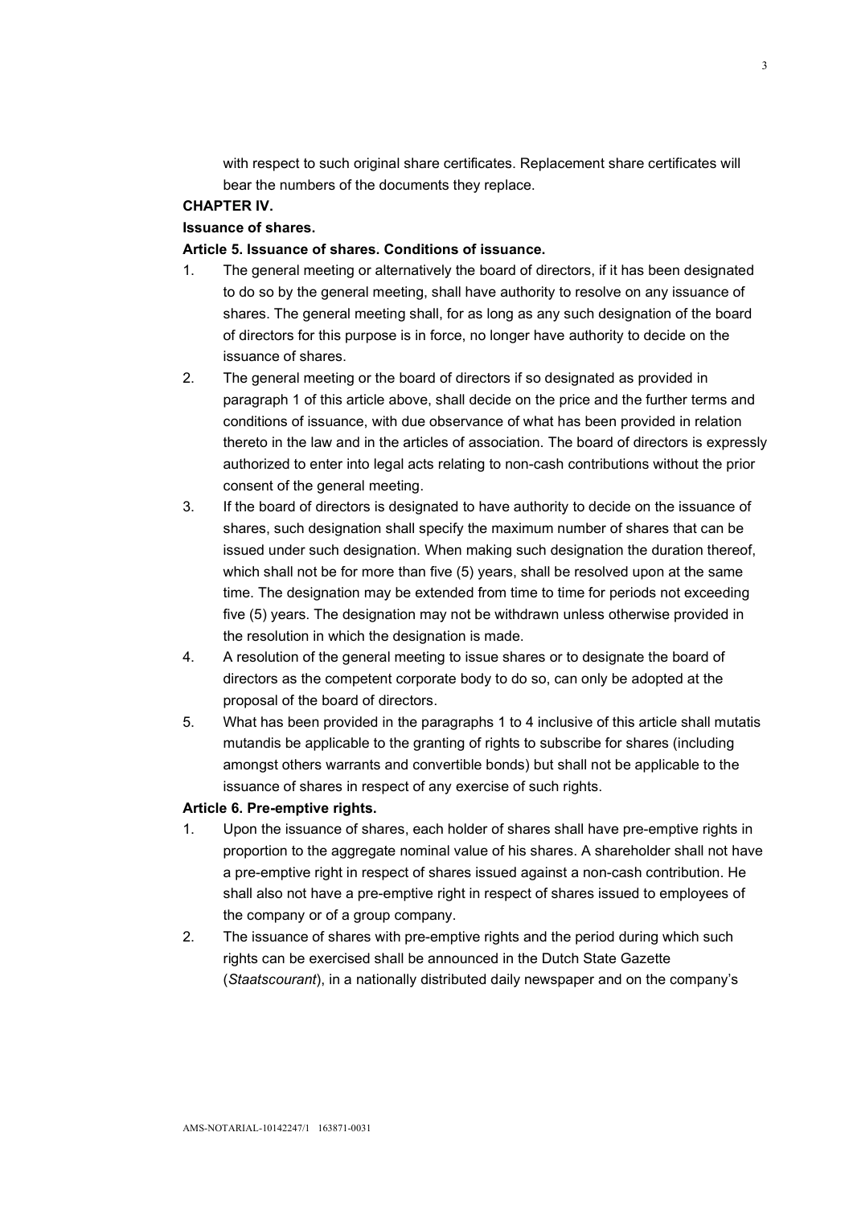with respect to such original share certificates. Replacement share certificates will bear the numbers of the documents they replace.

**CHAPTER IV.**

**Issuance of shares.**

**Article 5. Issuance of shares. Conditions of issuance.**

1. The general meeting or alternatively the board of directors, if it has been designated to do so by the general meeting, shall have authority to resolve on any issuance of shares. The general meeting shall, for as long as any such designation of the board of directors for this purpose is in force, no longer have authority to decide on the issuance of shares.
2. The general meeting or the board of directors if so designated as provided in paragraph 1 of this article above, shall decide on the price and the further terms and conditions of issuance, with due observance of what has been provided in relation thereto in the law and in the articles of association. The board of directors is expressly authorized to enter into legal acts relating to non-cash contributions without the prior consent of the general meeting.
3. If the board of directors is designated to have authority to decide on the issuance of shares, such designation shall specify the maximum number of shares that can be issued under such designation. When making such designation the duration thereof, which shall not be for more than five (5) years, shall be resolved upon at the same time. The designation may be extended from time to time for periods not exceeding five (5) years. The designation may not be withdrawn unless otherwise provided in the resolution in which the designation is made.
4. A resolution of the general meeting to issue shares or to designate the board of directors as the competent corporate body to do so, can only be adopted at the proposal of the board of directors.
5. What has been provided in the paragraphs 1 to 4 inclusive of this article shall mutatis mutandis be applicable to the granting of rights to subscribe for shares (including amongst others warrants and convertible bonds) but shall not be applicable to the issuance of shares in respect of any exercise of such rights.

**Article 6. Pre-emptive rights.**

1. Upon the issuance of shares, each holder of shares shall have pre-emptive rights in proportion to the aggregate nominal value of his shares. A shareholder shall not have a pre-emptive right in respect of shares issued against a non-cash contribution. He shall also not have a pre-emptive right in respect of shares issued to employees of the company or of a group company.
2. The issuance of shares with pre-emptive rights and the period during which such rights can be exercised shall be announced in the Dutch State Gazette (*Staatscourant*), in a nationally distributed daily newspaper and on the company's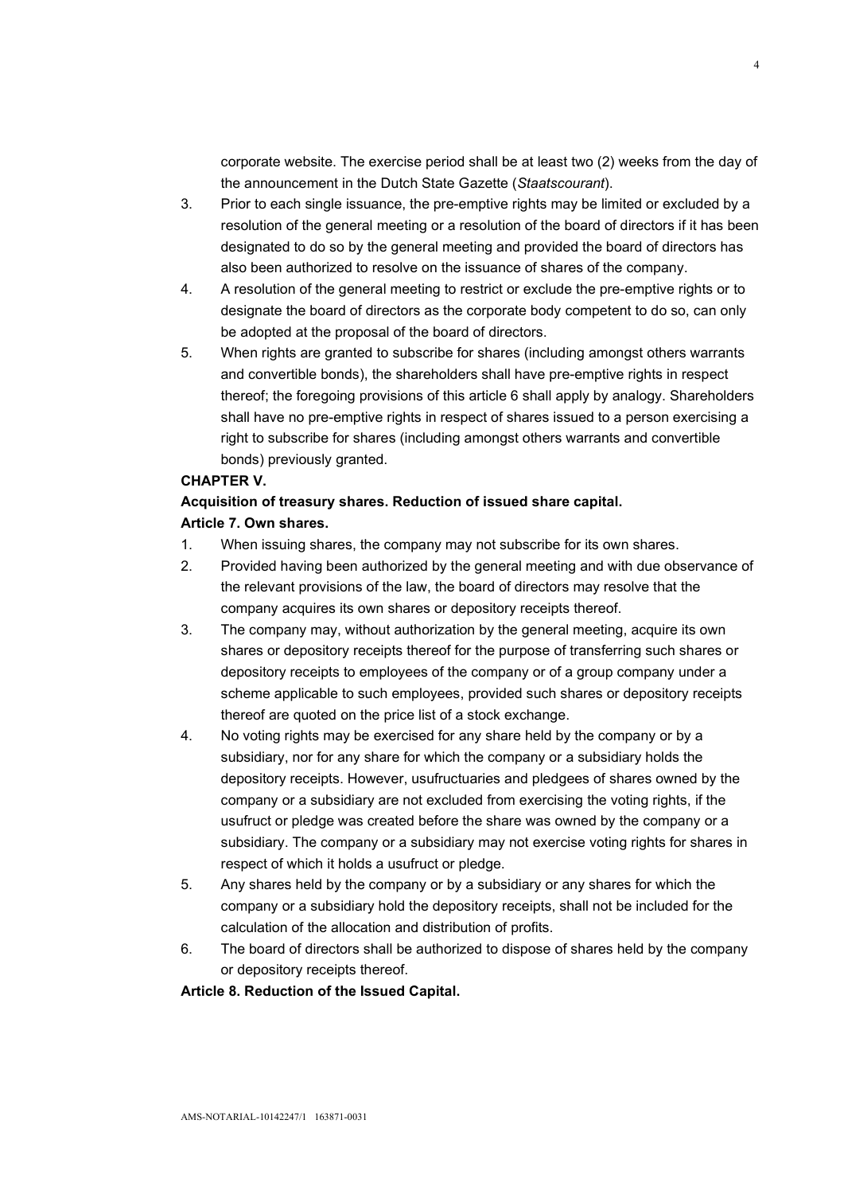corporate website. The exercise period shall be at least two (2) weeks from the day of the announcement in the Dutch State Gazette (*Staatscourant*).

3. Prior to each single issuance, the pre-emptive rights may be limited or excluded by a resolution of the general meeting or a resolution of the board of directors if it has been designated to do so by the general meeting and provided the board of directors has also been authorized to resolve on the issuance of shares of the company.
4. A resolution of the general meeting to restrict or exclude the pre-emptive rights or to designate the board of directors as the corporate body competent to do so, can only be adopted at the proposal of the board of directors.
5. When rights are granted to subscribe for shares (including amongst others warrants and convertible bonds), the shareholders shall have pre-emptive rights in respect thereof; the foregoing provisions of this article 6 shall apply by analogy. Shareholders shall have no pre-emptive rights in respect of shares issued to a person exercising a right to subscribe for shares (including amongst others warrants and convertible bonds) previously granted.

**CHAPTER V.**

**Acquisition of treasury shares. Reduction of issued share capital.**

**Article 7. Own shares.**

1. When issuing shares, the company may not subscribe for its own shares.
2. Provided having been authorized by the general meeting and with due observance of the relevant provisions of the law, the board of directors may resolve that the company acquires its own shares or depository receipts thereof.
3. The company may, without authorization by the general meeting, acquire its own shares or depository receipts thereof for the purpose of transferring such shares or depository receipts to employees of the company or of a group company under a scheme applicable to such employees, provided such shares or depository receipts thereof are quoted on the price list of a stock exchange.
4. No voting rights may be exercised for any share held by the company or by a subsidiary, nor for any share for which the company or a subsidiary holds the depository receipts. However, usufructuaries and pledgees of shares owned by the company or a subsidiary are not excluded from exercising the voting rights, if the usufruct or pledge was created before the share was owned by the company or a subsidiary. The company or a subsidiary may not exercise voting rights for shares in respect of which it holds a usufruct or pledge.
5. Any shares held by the company or by a subsidiary or any shares for which the company or a subsidiary hold the depository receipts, shall not be included for the calculation of the allocation and distribution of profits.
6. The board of directors shall be authorized to dispose of shares held by the company or depository receipts thereof.

**Article 8. Reduction of the Issued Capital.**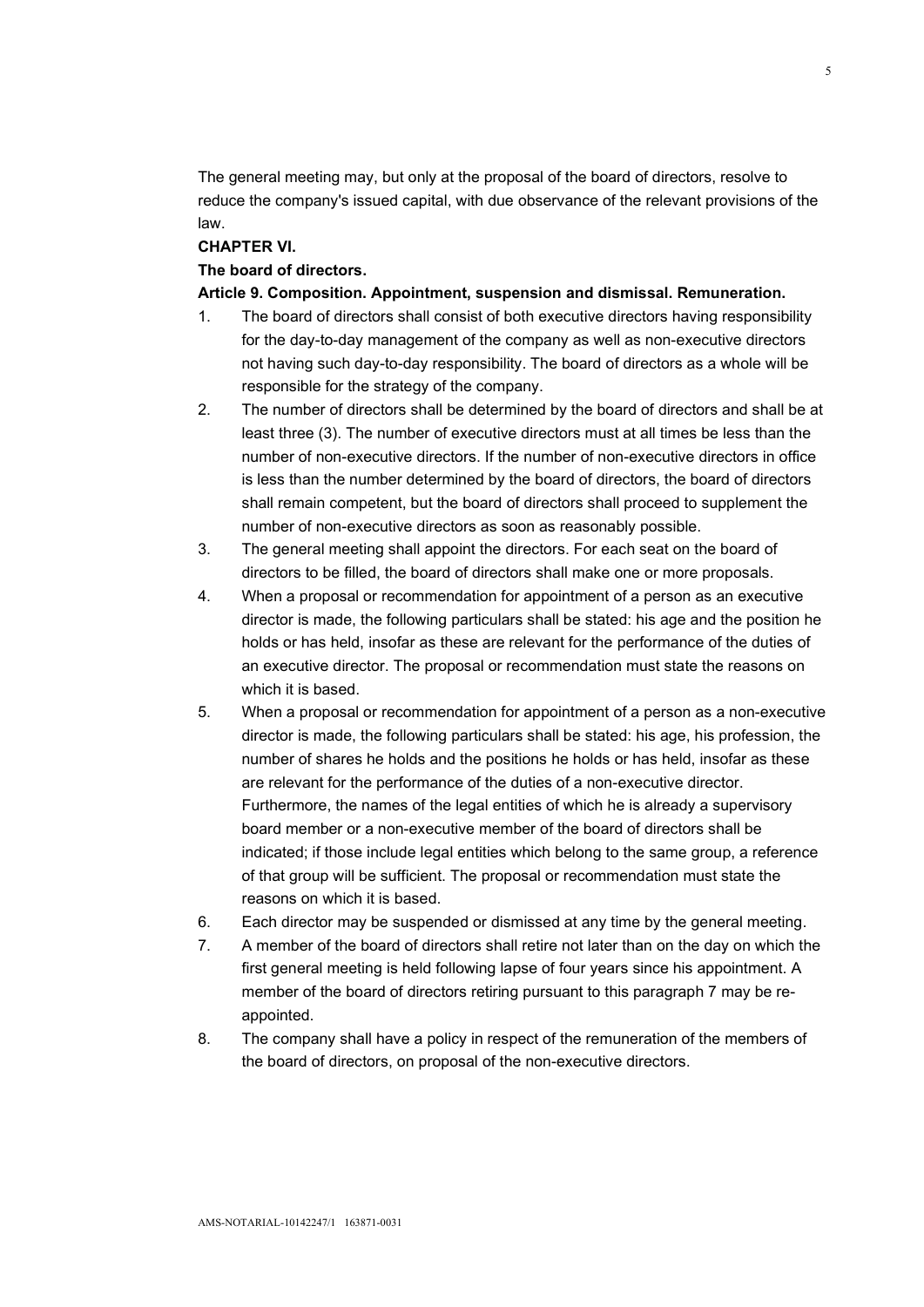The general meeting may, but only at the proposal of the board of directors, resolve to reduce the company's issued capital, with due observance of the relevant provisions of the law.

**CHAPTER VI.**

**The board of directors.**

**Article 9. Composition. Appointment, suspension and dismissal. Remuneration.**

1. The board of directors shall consist of both executive directors having responsibility for the day-to-day management of the company as well as non-executive directors not having such day-to-day responsibility. The board of directors as a whole will be responsible for the strategy of the company.
2. The number of directors shall be determined by the board of directors and shall be at least three (3). The number of executive directors must at all times be less than the number of non-executive directors. If the number of non-executive directors in office is less than the number determined by the board of directors, the board of directors shall remain competent, but the board of directors shall proceed to supplement the number of non-executive directors as soon as reasonably possible.
3. The general meeting shall appoint the directors. For each seat on the board of directors to be filled, the board of directors shall make one or more proposals.
4. When a proposal or recommendation for appointment of a person as an executive director is made, the following particulars shall be stated: his age and the position he holds or has held, insofar as these are relevant for the performance of the duties of an executive director. The proposal or recommendation must state the reasons on which it is based.
5. When a proposal or recommendation for appointment of a person as a non-executive director is made, the following particulars shall be stated: his age, his profession, the number of shares he holds and the positions he holds or has held, insofar as these are relevant for the performance of the duties of a non-executive director. Furthermore, the names of the legal entities of which he is already a supervisory board member or a non-executive member of the board of directors shall be indicated; if those include legal entities which belong to the same group, a reference of that group will be sufficient. The proposal or recommendation must state the reasons on which it is based.
6. Each director may be suspended or dismissed at any time by the general meeting.
7. A member of the board of directors shall retire not later than on the day on which the first general meeting is held following lapse of four years since his appointment. A member of the board of directors retiring pursuant to this paragraph 7 may be re-appointed.
8. The company shall have a policy in respect of the remuneration of the members of the board of directors, on proposal of the non-executive directors.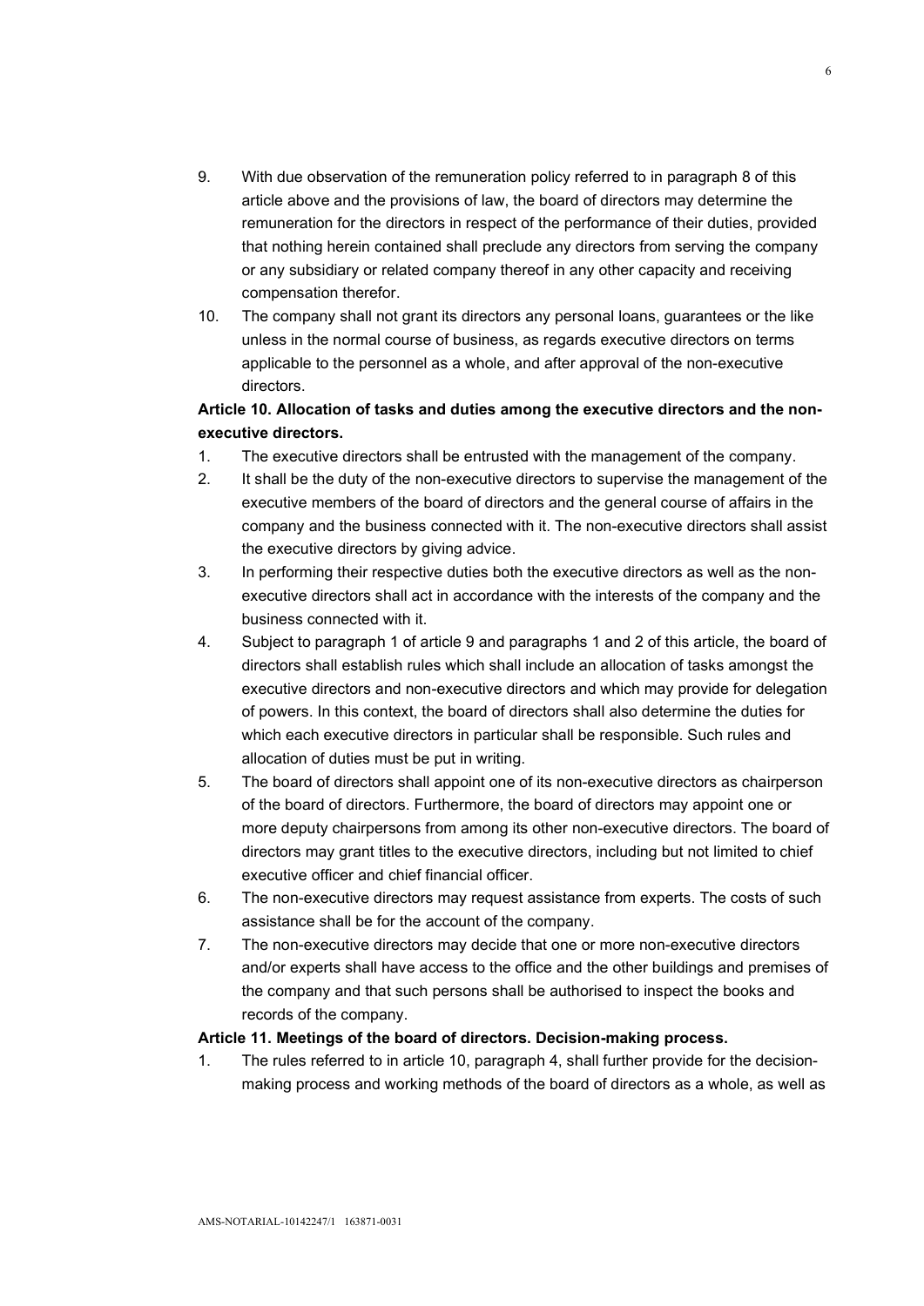9. With due observation of the remuneration policy referred to in paragraph 8 of this article above and the provisions of law, the board of directors may determine the remuneration for the directors in respect of the performance of their duties, provided that nothing herein contained shall preclude any directors from serving the company or any subsidiary or related company thereof in any other capacity and receiving compensation therefor.
10. The company shall not grant its directors any personal loans, guarantees or the like unless in the normal course of business, as regards executive directors on terms applicable to the personnel as a whole, and after approval of the non-executive directors.

**Article 10. Allocation of tasks and duties among the executive directors and the non-executive directors.**

1. The executive directors shall be entrusted with the management of the company.
2. It shall be the duty of the non-executive directors to supervise the management of the executive members of the board of directors and the general course of affairs in the company and the business connected with it. The non-executive directors shall assist the executive directors by giving advice.
3. In performing their respective duties both the executive directors as well as the non-executive directors shall act in accordance with the interests of the company and the business connected with it.
4. Subject to paragraph 1 of article 9 and paragraphs 1 and 2 of this article, the board of directors shall establish rules which shall include an allocation of tasks amongst the executive directors and non-executive directors and which may provide for delegation of powers. In this context, the board of directors shall also determine the duties for which each executive directors in particular shall be responsible. Such rules and allocation of duties must be put in writing.
5. The board of directors shall appoint one of its non-executive directors as chairperson of the board of directors. Furthermore, the board of directors may appoint one or more deputy chairpersons from among its other non-executive directors. The board of directors may grant titles to the executive directors, including but not limited to chief executive officer and chief financial officer.
6. The non-executive directors may request assistance from experts. The costs of such assistance shall be for the account of the company.
7. The non-executive directors may decide that one or more non-executive directors and/or experts shall have access to the office and the other buildings and premises of the company and that such persons shall be authorised to inspect the books and records of the company.

**Article 11. Meetings of the board of directors. Decision-making process.**

1. The rules referred to in article 10, paragraph 4, shall further provide for the decision-making process and working methods of the board of directors as a whole, as well as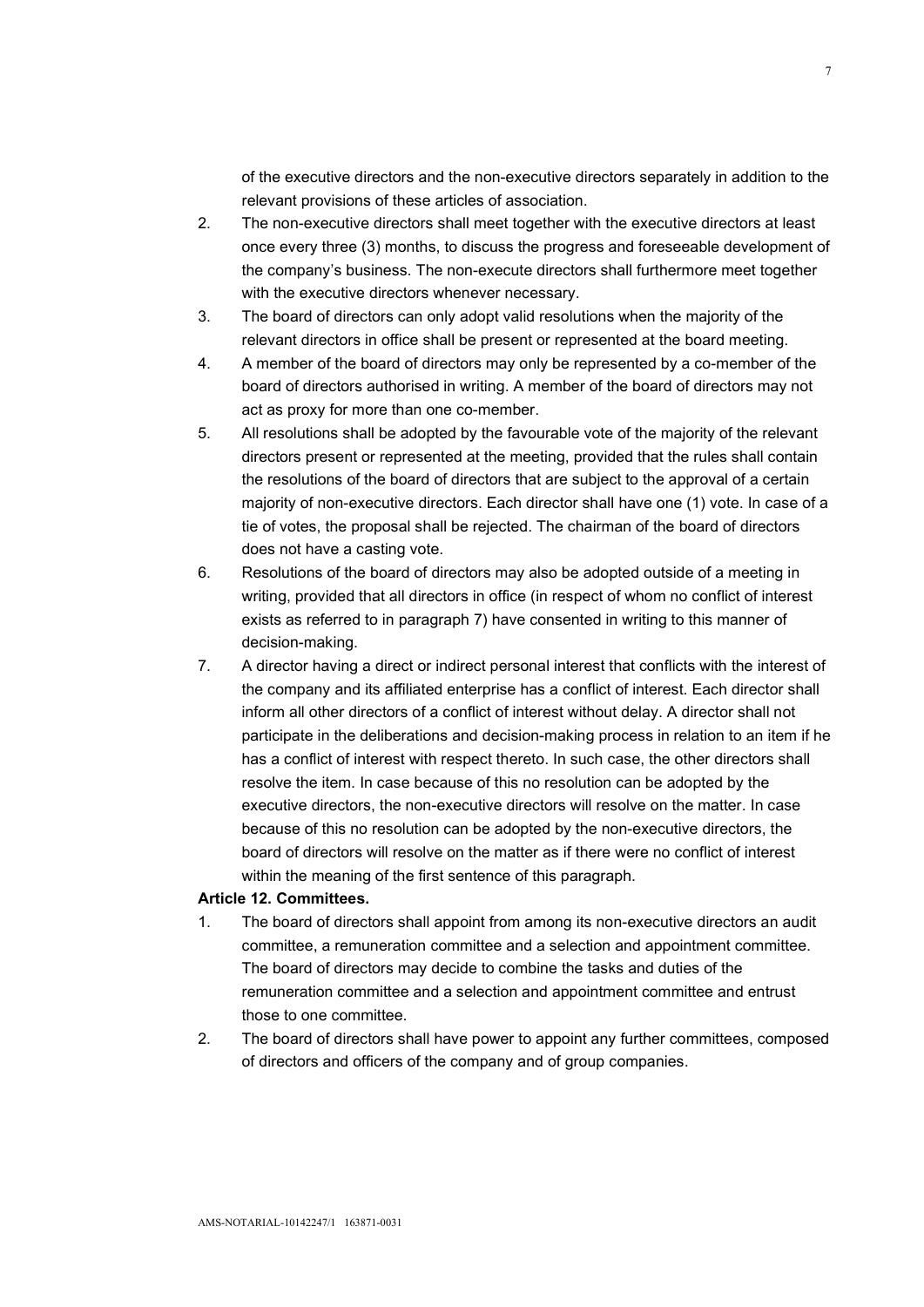of the executive directors and the non-executive directors separately in addition to the relevant provisions of these articles of association.

2. The non-executive directors shall meet together with the executive directors at least once every three (3) months, to discuss the progress and foreseeable development of the company's business. The non-execute directors shall furthermore meet together with the executive directors whenever necessary.
3. The board of directors can only adopt valid resolutions when the majority of the relevant directors in office shall be present or represented at the board meeting.
4. A member of the board of directors may only be represented by a co-member of the board of directors authorised in writing. A member of the board of directors may not act as proxy for more than one co-member.
5. All resolutions shall be adopted by the favourable vote of the majority of the relevant directors present or represented at the meeting, provided that the rules shall contain the resolutions of the board of directors that are subject to the approval of a certain majority of non-executive directors. Each director shall have one (1) vote. In case of a tie of votes, the proposal shall be rejected. The chairman of the board of directors does not have a casting vote.
6. Resolutions of the board of directors may also be adopted outside of a meeting in writing, provided that all directors in office (in respect of whom no conflict of interest exists as referred to in paragraph 7) have consented in writing to this manner of decision-making.
7. A director having a direct or indirect personal interest that conflicts with the interest of the company and its affiliated enterprise has a conflict of interest. Each director shall inform all other directors of a conflict of interest without delay. A director shall not participate in the deliberations and decision-making process in relation to an item if he has a conflict of interest with respect thereto. In such case, the other directors shall resolve the item. In case because of this no resolution can be adopted by the executive directors, the non-executive directors will resolve on the matter. In case because of this no resolution can be adopted by the non-executive directors, the board of directors will resolve on the matter as if there were no conflict of interest within the meaning of the first sentence of this paragraph.

**Article 12. Committees.**

1. The board of directors shall appoint from among its non-executive directors an audit committee, a remuneration committee and a selection and appointment committee. The board of directors may decide to combine the tasks and duties of the remuneration committee and a selection and appointment committee and entrust those to one committee.
2. The board of directors shall have power to appoint any further committees, composed of directors and officers of the company and of group companies.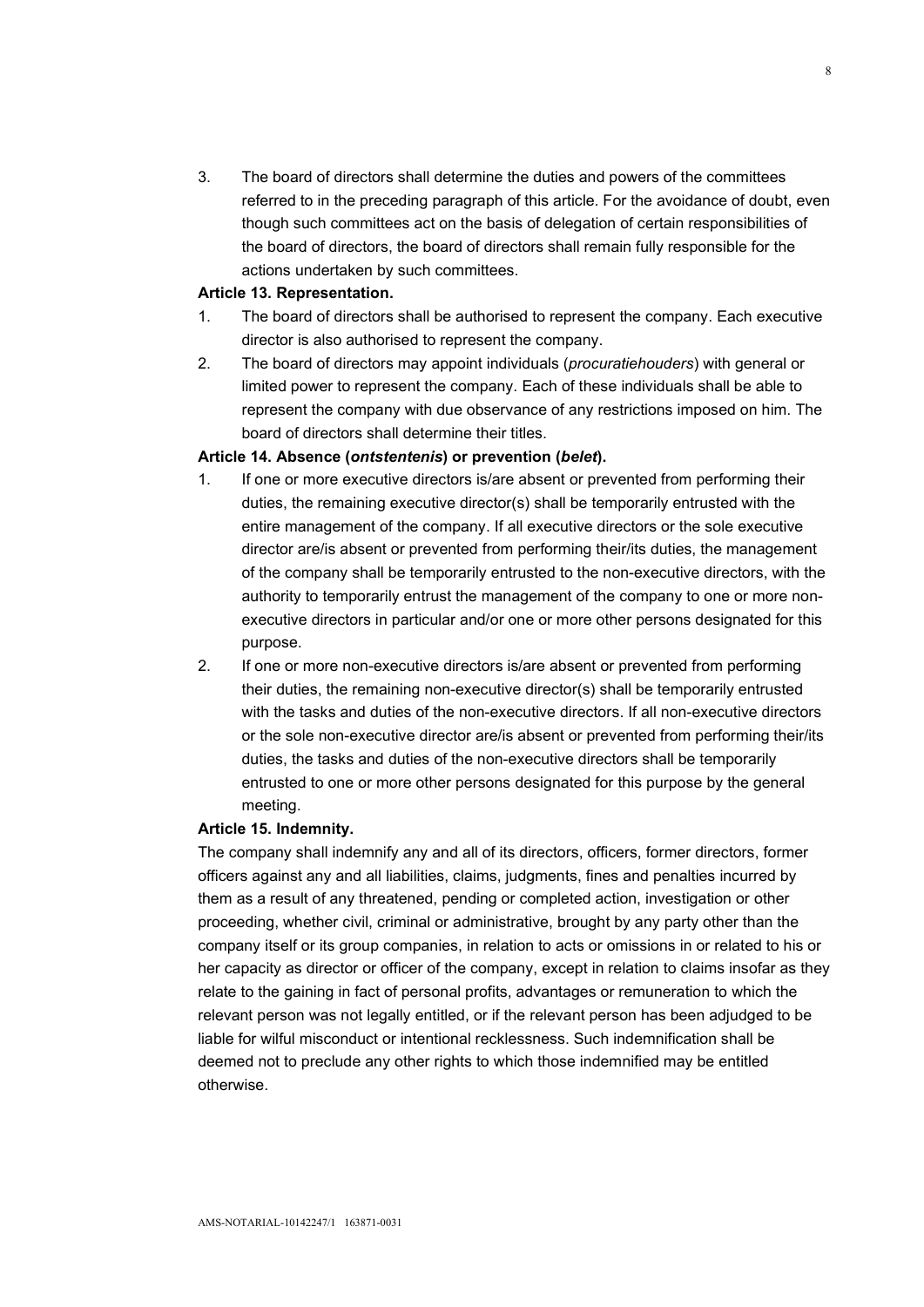3. The board of directors shall determine the duties and powers of the committees referred to in the preceding paragraph of this article. For the avoidance of doubt, even though such committees act on the basis of delegation of certain responsibilities of the board of directors, the board of directors shall remain fully responsible for the actions undertaken by such committees.

**Article 13. Representation.**

1. The board of directors shall be authorised to represent the company. Each executive director is also authorised to represent the company.
2. The board of directors may appoint individuals (*procuratiehouders*) with general or limited power to represent the company. Each of these individuals shall be able to represent the company with due observance of any restrictions imposed on him. The board of directors shall determine their titles.

**Article 14. Absence (*ontstentenis*) or prevention (*belet*).**

1. If one or more executive directors is/are absent or prevented from performing their duties, the remaining executive director(s) shall be temporarily entrusted with the entire management of the company. If all executive directors or the sole executive director are/is absent or prevented from performing their/its duties, the management of the company shall be temporarily entrusted to the non-executive directors, with the authority to temporarily entrust the management of the company to one or more non-executive directors in particular and/or one or more other persons designated for this purpose.
2. If one or more non-executive directors is/are absent or prevented from performing their duties, the remaining non-executive director(s) shall be temporarily entrusted with the tasks and duties of the non-executive directors. If all non-executive directors or the sole non-executive director are/is absent or prevented from performing their/its duties, the tasks and duties of the non-executive directors shall be temporarily entrusted to one or more other persons designated for this purpose by the general meeting.

**Article 15. Indemnity.**

The company shall indemnify any and all of its directors, officers, former directors, former officers against any and all liabilities, claims, judgments, fines and penalties incurred by them as a result of any threatened, pending or completed action, investigation or other proceeding, whether civil, criminal or administrative, brought by any party other than the company itself or its group companies, in relation to acts or omissions in or related to his or her capacity as director or officer of the company, except in relation to claims insofar as they relate to the gaining in fact of personal profits, advantages or remuneration to which the relevant person was not legally entitled, or if the relevant person has been adjudged to be liable for wilful misconduct or intentional recklessness. Such indemnification shall be deemed not to preclude any other rights to which those indemnified may be entitled otherwise.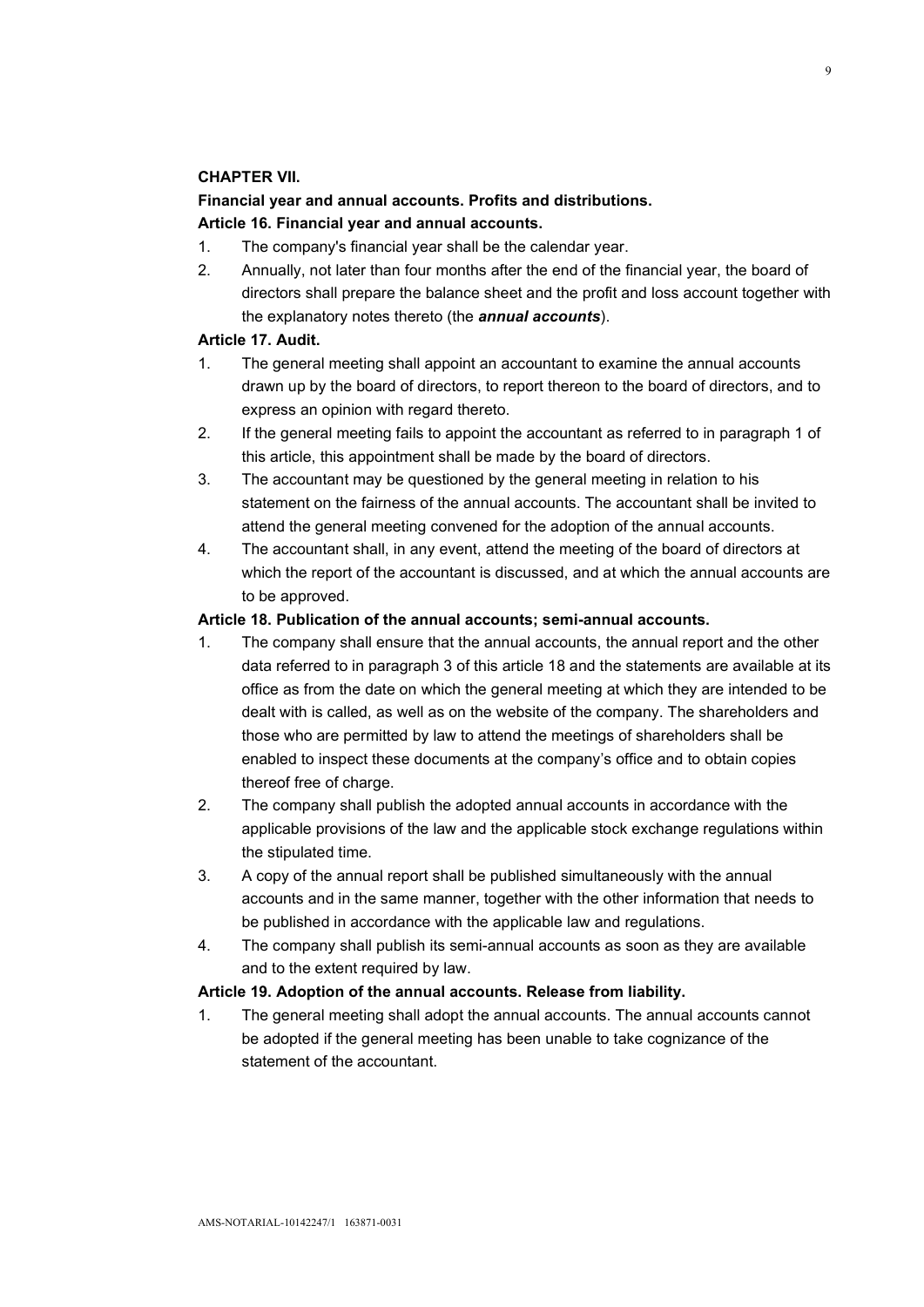**CHAPTER VII.**

**Financial year and annual accounts. Profits and distributions.**

**Article 16. Financial year and annual accounts.**

1. The company's financial year shall be the calendar year.
2. Annually, not later than four months after the end of the financial year, the board of directors shall prepare the balance sheet and the profit and loss account together with the explanatory notes thereto (the ***annual accounts***).

**Article 17. Audit.**

1. The general meeting shall appoint an accountant to examine the annual accounts drawn up by the board of directors, to report thereon to the board of directors, and to express an opinion with regard thereto.
2. If the general meeting fails to appoint the accountant as referred to in paragraph 1 of this article, this appointment shall be made by the board of directors.
3. The accountant may be questioned by the general meeting in relation to his statement on the fairness of the annual accounts. The accountant shall be invited to attend the general meeting convened for the adoption of the annual accounts.
4. The accountant shall, in any event, attend the meeting of the board of directors at which the report of the accountant is discussed, and at which the annual accounts are to be approved.

**Article 18. Publication of the annual accounts; semi-annual accounts.**

1. The company shall ensure that the annual accounts, the annual report and the other data referred to in paragraph 3 of this article 18 and the statements are available at its office as from the date on which the general meeting at which they are intended to be dealt with is called, as well as on the website of the company. The shareholders and those who are permitted by law to attend the meetings of shareholders shall be enabled to inspect these documents at the company's office and to obtain copies thereof free of charge.
2. The company shall publish the adopted annual accounts in accordance with the applicable provisions of the law and the applicable stock exchange regulations within the stipulated time.
3. A copy of the annual report shall be published simultaneously with the annual accounts and in the same manner, together with the other information that needs to be published in accordance with the applicable law and regulations.
4. The company shall publish its semi-annual accounts as soon as they are available and to the extent required by law.

**Article 19. Adoption of the annual accounts. Release from liability.**

1. The general meeting shall adopt the annual accounts. The annual accounts cannot be adopted if the general meeting has been unable to take cognizance of the statement of the accountant.

AMS-NOTARIAL-10142247/1 163871-0031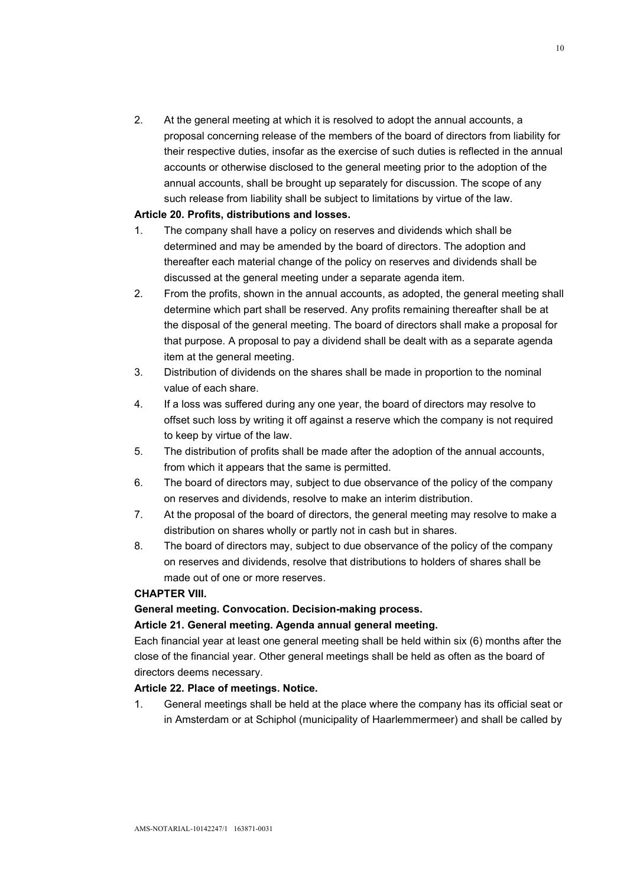2. At the general meeting at which it is resolved to adopt the annual accounts, a proposal concerning release of the members of the board of directors from liability for their respective duties, insofar as the exercise of such duties is reflected in the annual accounts or otherwise disclosed to the general meeting prior to the adoption of the annual accounts, shall be brought up separately for discussion. The scope of any such release from liability shall be subject to limitations by virtue of the law.

**Article 20. Profits, distributions and losses.**

1. The company shall have a policy on reserves and dividends which shall be determined and may be amended by the board of directors. The adoption and thereafter each material change of the policy on reserves and dividends shall be discussed at the general meeting under a separate agenda item.
2. From the profits, shown in the annual accounts, as adopted, the general meeting shall determine which part shall be reserved. Any profits remaining thereafter shall be at the disposal of the general meeting. The board of directors shall make a proposal for that purpose. A proposal to pay a dividend shall be dealt with as a separate agenda item at the general meeting.
3. Distribution of dividends on the shares shall be made in proportion to the nominal value of each share.
4. If a loss was suffered during any one year, the board of directors may resolve to offset such loss by writing it off against a reserve which the company is not required to keep by virtue of the law.
5. The distribution of profits shall be made after the adoption of the annual accounts, from which it appears that the same is permitted.
6. The board of directors may, subject to due observance of the policy of the company on reserves and dividends, resolve to make an interim distribution.
7. At the proposal of the board of directors, the general meeting may resolve to make a distribution on shares wholly or partly not in cash but in shares.
8. The board of directors may, subject to due observance of the policy of the company on reserves and dividends, resolve that distributions to holders of shares shall be made out of one or more reserves.

**CHAPTER VIII.**

**General meeting. Convocation. Decision-making process.**

**Article 21. General meeting. Agenda annual general meeting.**

Each financial year at least one general meeting shall be held within six (6) months after the close of the financial year. Other general meetings shall be held as often as the board of directors deems necessary.

**Article 22. Place of meetings. Notice.**

1. General meetings shall be held at the place where the company has its official seat or in Amsterdam or at Schiphol (municipality of Haarlemmermeer) and shall be called by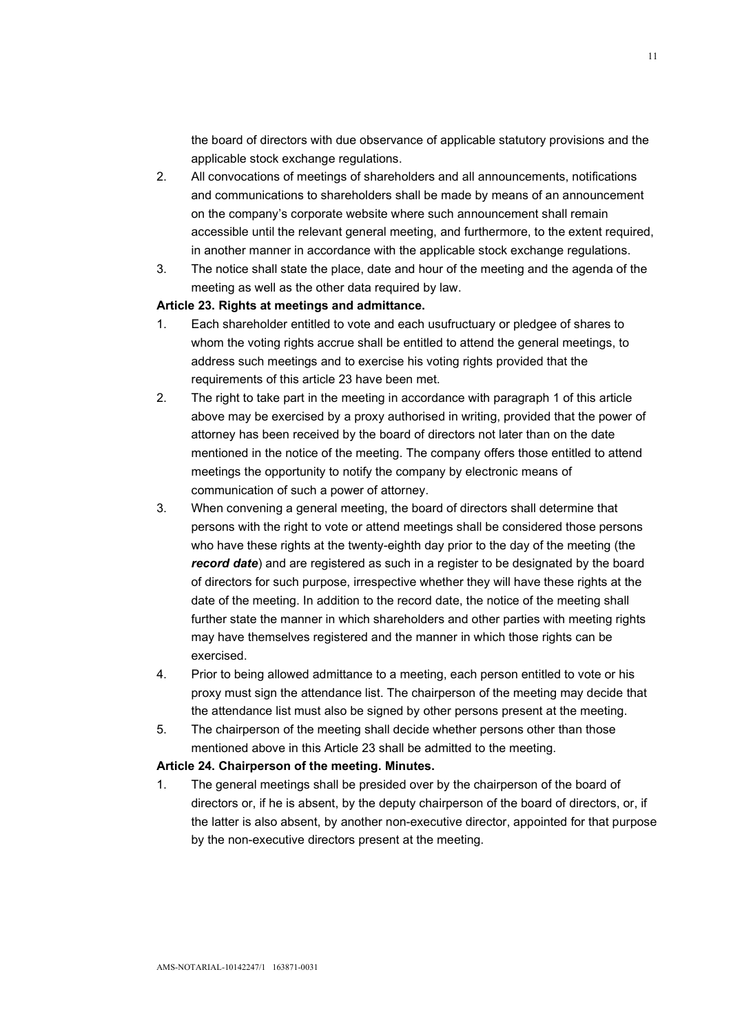the board of directors with due observance of applicable statutory provisions and the applicable stock exchange regulations.

2. All convocations of meetings of shareholders and all announcements, notifications and communications to shareholders shall be made by means of an announcement on the company's corporate website where such announcement shall remain accessible until the relevant general meeting, and furthermore, to the extent required, in another manner in accordance with the applicable stock exchange regulations.
3. The notice shall state the place, date and hour of the meeting and the agenda of the meeting as well as the other data required by law.

**Article 23. Rights at meetings and admittance.**

1. Each shareholder entitled to vote and each usufructuary or pledgee of shares to whom the voting rights accrue shall be entitled to attend the general meetings, to address such meetings and to exercise his voting rights provided that the requirements of this article 23 have been met.
2. The right to take part in the meeting in accordance with paragraph 1 of this article above may be exercised by a proxy authorised in writing, provided that the power of attorney has been received by the board of directors not later than on the date mentioned in the notice of the meeting. The company offers those entitled to attend meetings the opportunity to notify the company by electronic means of communication of such a power of attorney.
3. When convening a general meeting, the board of directors shall determine that persons with the right to vote or attend meetings shall be considered those persons who have these rights at the twenty-eighth day prior to the day of the meeting (the ***record date***) and are registered as such in a register to be designated by the board of directors for such purpose, irrespective whether they will have these rights at the date of the meeting. In addition to the record date, the notice of the meeting shall further state the manner in which shareholders and other parties with meeting rights may have themselves registered and the manner in which those rights can be exercised.
4. Prior to being allowed admittance to a meeting, each person entitled to vote or his proxy must sign the attendance list. The chairperson of the meeting may decide that the attendance list must also be signed by other persons present at the meeting.
5. The chairperson of the meeting shall decide whether persons other than those mentioned above in this Article 23 shall be admitted to the meeting.

**Article 24. Chairperson of the meeting. Minutes.**

1. The general meetings shall be presided over by the chairperson of the board of directors or, if he is absent, by the deputy chairperson of the board of directors, or, if the latter is also absent, by another non-executive director, appointed for that purpose by the non-executive directors present at the meeting.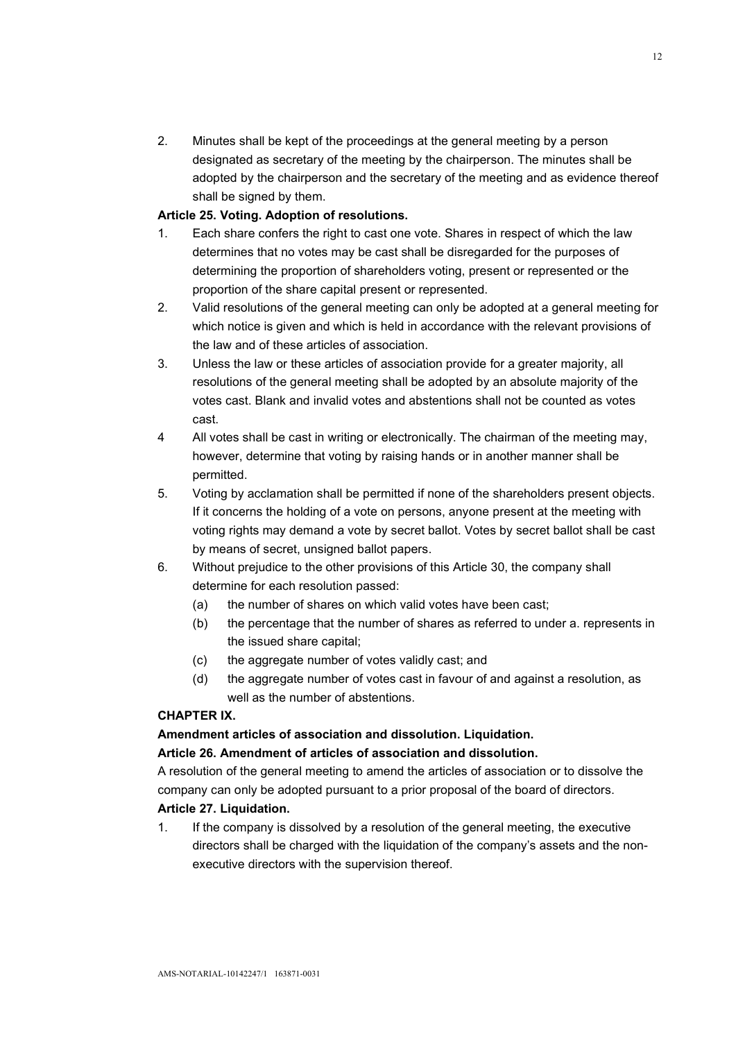2. Minutes shall be kept of the proceedings at the general meeting by a person designated as secretary of the meeting by the chairperson. The minutes shall be adopted by the chairperson and the secretary of the meeting and as evidence thereof shall be signed by them.

**Article 25. Voting. Adoption of resolutions.**

1. Each share confers the right to cast one vote. Shares in respect of which the law determines that no votes may be cast shall be disregarded for the purposes of determining the proportion of shareholders voting, present or represented or the proportion of the share capital present or represented.
2. Valid resolutions of the general meeting can only be adopted at a general meeting for which notice is given and which is held in accordance with the relevant provisions of the law and of these articles of association.
3. Unless the law or these articles of association provide for a greater majority, all resolutions of the general meeting shall be adopted by an absolute majority of the votes cast. Blank and invalid votes and abstentions shall not be counted as votes cast.
4 All votes shall be cast in writing or electronically. The chairman of the meeting may, however, determine that voting by raising hands or in another manner shall be permitted.
5. Voting by acclamation shall be permitted if none of the shareholders present objects. If it concerns the holding of a vote on persons, anyone present at the meeting with voting rights may demand a vote by secret ballot. Votes by secret ballot shall be cast by means of secret, unsigned ballot papers.
6. Without prejudice to the other provisions of this Article 30, the company shall determine for each resolution passed:
   (a) the number of shares on which valid votes have been cast;
   (b) the percentage that the number of shares as referred to under a. represents in the issued share capital;
   (c) the aggregate number of votes validly cast; and
   (d) the aggregate number of votes cast in favour of and against a resolution, as well as the number of abstentions.

**CHAPTER IX.**

**Amendment articles of association and dissolution. Liquidation.**

**Article 26. Amendment of articles of association and dissolution.**

A resolution of the general meeting to amend the articles of association or to dissolve the company can only be adopted pursuant to a prior proposal of the board of directors.

**Article 27. Liquidation.**

1. If the company is dissolved by a resolution of the general meeting, the executive directors shall be charged with the liquidation of the company's assets and the non-executive directors with the supervision thereof.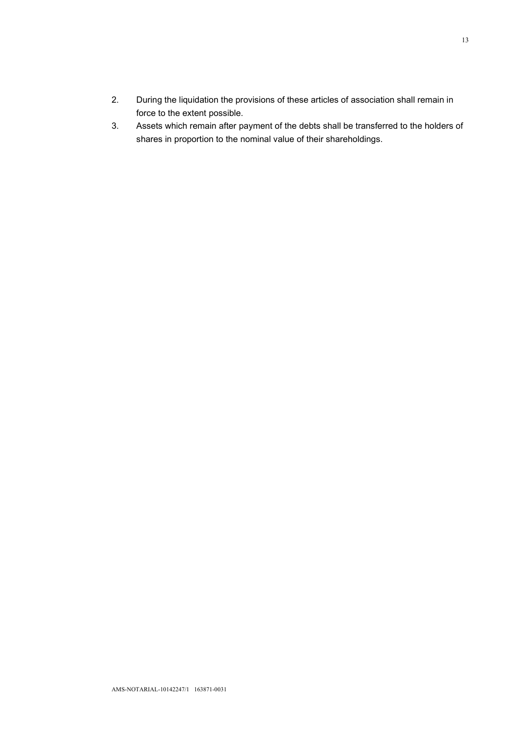2. During the liquidation the provisions of these articles of association shall remain in force to the extent possible.
3. Assets which remain after payment of the debts shall be transferred to the holders of shares in proportion to the nominal value of their shareholdings.

AMS-NOTARIAL-10142247/1 163871-0031